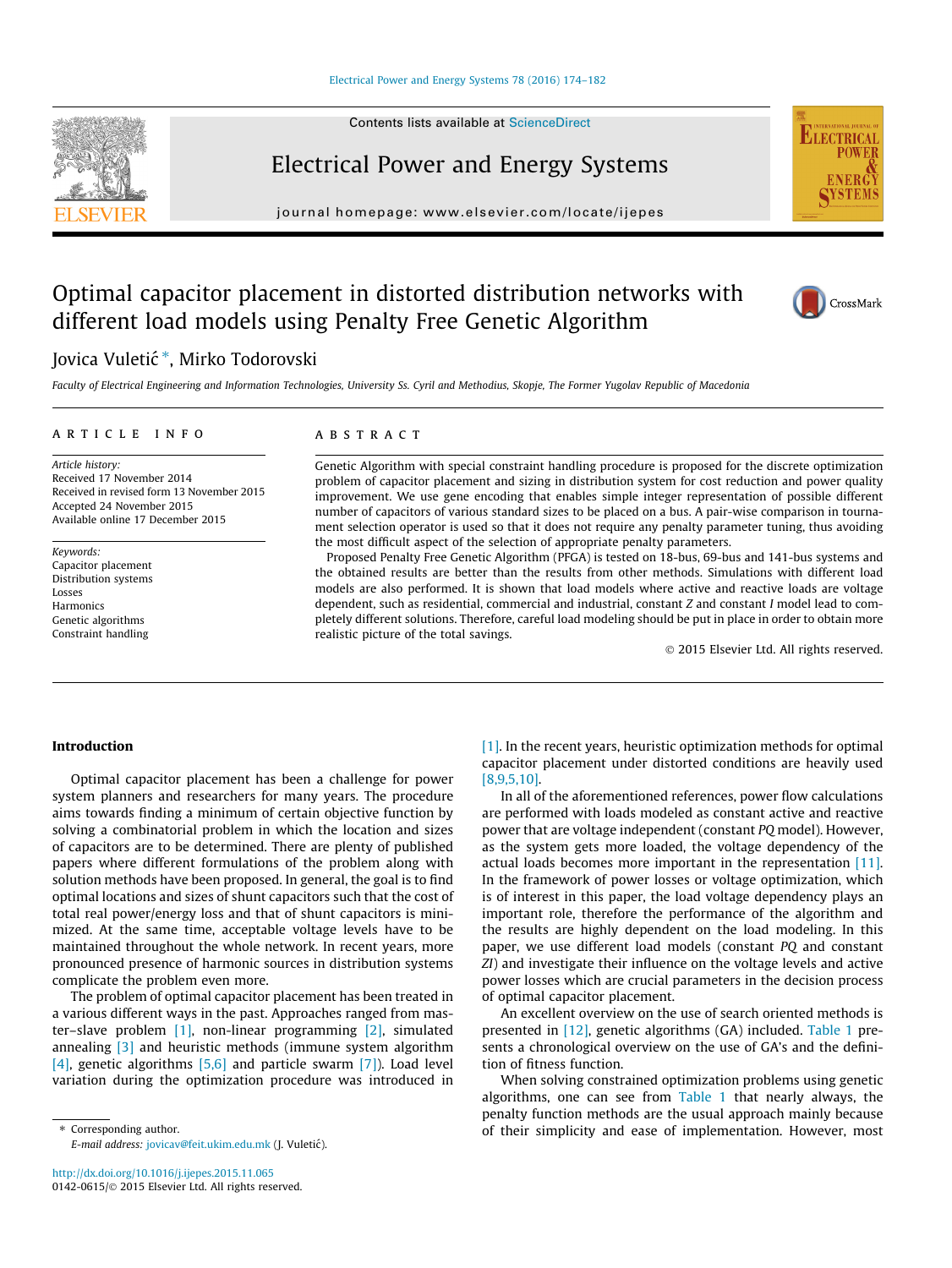# Optimal capacitor placement in distorted distribution networks with different load models using Penalty Free Genetic Algorithm

Jovica Vuletić *, Mirko Todorovski

*Faculty of Electrical Engineering and Information Technologies, University Ss. Cyril and Methodius, Skopje, The Former Yugoslav Republic of Macedonia*

## ARTICLE INFO

*Article history:*
Received 17 November 2014
Received in revised form 13 November 2015
Accepted 24 November 2015
Available online 17 December 2015

*Keywords:*
Capacitor placement
Distribution systems
Losses
Harmonics
Genetic algorithms
Constraint handling

## ABSTRACT

Genetic Algorithm with special constraint handling procedure is proposed for the discrete optimization problem of capacitor placement and sizing in distribution system for cost reduction and power quality improvement. We use gene encoding that enables simple integer representation of possible different number of capacitors of various standard sizes to be placed on a bus. A pair-wise comparison in tournament selection operator is used so that it does not require any penalty parameter tuning, thus avoiding the most difficult aspect of the selection of appropriate penalty parameters.

Proposed Penalty Free Genetic Algorithm (PFGA) is tested on 18-bus, 69-bus and 141-bus systems and the obtained results are better than the results from other methods. Simulations with different load models are also performed. It is shown that load models where active and reactive loads are voltage dependent, such as residential, commercial and industrial, constant *Z* and constant *I* model lead to completely different solutions. Therefore, careful load modeling should be put in place in order to obtain more realistic picture of the total savings.

© 2015 Elsevier Ltd. All rights reserved.

## Introduction

Optimal capacitor placement has been a challenge for power system planners and researchers for many years. The procedure aims towards finding a minimum of certain objective function by solving a combinatorial problem in which the location and sizes of capacitors are to be determined. There are plenty of published papers where different formulations of the problem along with solution methods have been proposed. In general, the goal is to find optimal locations and sizes of shunt capacitors such that the cost of total real power/energy loss and that of shunt capacitors is minimized. At the same time, acceptable voltage levels have to be maintained throughout the whole network. In recent years, more pronounced presence of harmonic sources in distribution systems complicate the problem even more.

The problem of optimal capacitor placement has been treated in a various different ways in the past. Approaches ranged from master–slave problem [1], non-linear programming [2], simulated annealing [3] and heuristic methods (immune system algorithm [4], genetic algorithms [5,6] and particle swarm [7]). Load level variation during the optimization procedure was introduced in [1]. In the recent years, heuristic optimization methods for optimal capacitor placement under distorted conditions are heavily used [8,9,5,10].

In all of the aforementioned references, power flow calculations are performed with loads modeled as constant active and reactive power that are voltage independent (constant *PQ* model). However, as the system gets more loaded, the voltage dependency of the actual loads becomes more important in the representation [11]. In the framework of power losses or voltage optimization, which is of interest in this paper, the load voltage dependency plays an important role, therefore the performance of the algorithm and the results are highly dependent on the load modeling. In this paper, we use different load models (constant *PQ* and constant *ZI*) and investigate their influence on the voltage levels and active power losses which are crucial parameters in the decision process of optimal capacitor placement.

An excellent overview on the use of search oriented methods is presented in [12], genetic algorithms (GA) included. Table 1 presents a chronological overview on the use of GA's and the definition of fitness function.

When solving constrained optimization problems using genetic algorithms, one can see from Table 1 that nearly always, the penalty function methods are the usual approach mainly because of their simplicity and ease of implementation. However, most

* Corresponding author.
*E-mail address:* jovicav@feit.ukim.edu.mk (J. Vuletić).

http://dx.doi.org/10.1016/j.ijepes.2015.11.065
0142-0615/© 2015 Elsevier Ltd. All rights reserved.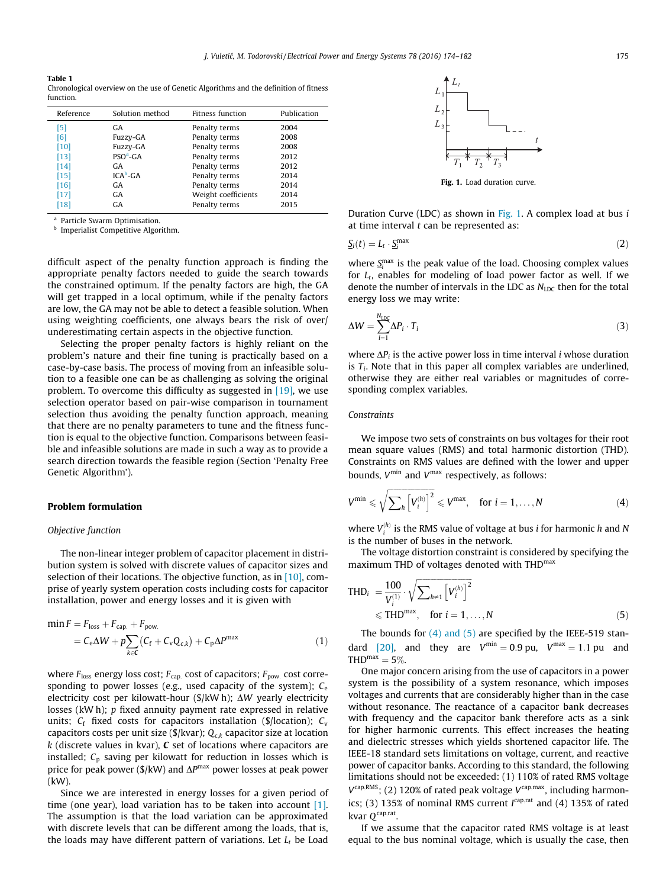**Table 1**
Chronological overview on the use of Genetic Algorithms and the definition of fitness function.

| Reference | Solution method | Fitness function | Publication |
|---|---|---|---|
| [5] | GA | Penalty terms | 2004 |
| [6] | Fuzzy-GA | Penalty terms | 2008 |
| [10] | Fuzzy-GA | Penalty terms | 2008 |
| [13] | PSO[a]-GA | Penalty terms | 2012 |
| [14] | GA | Penalty terms | 2012 |
| [15] | ICA[b]-GA | Penalty terms | 2014 |
| [16] | GA | Penalty terms | 2014 |
| [17] | GA | Weight coefficients | 2014 |
| [18] | GA | Penalty terms | 2015 |

[a] Particle Swarm Optimisation.
[b] Imperialist Competitive Algorithm.

difficult aspect of the penalty function approach is finding the appropriate penalty factors needed to guide the search towards the constrained optimum. If the penalty factors are high, the GA will get trapped in a local optimum, while if the penalty factors are low, the GA may not be able to detect a feasible solution. When using weighting coefficients, one always bears the risk of over/underestimating certain aspects in the objective function.

Selecting the proper penalty factors is highly reliant on the problem's nature and their fine tuning is practically based on a case-by-case basis. The process of moving from an infeasible solution to a feasible one can be as challenging as solving the original problem. To overcome this difficulty as suggested in [19], we use selection operator based on pair-wise comparison in tournament selection thus avoiding the penalty function approach, meaning that there are no penalty parameters to tune and the fitness function is equal to the objective function. Comparisons between feasible and infeasible solutions are made in such a way as to provide a search direction towards the feasible region (Section 'Penalty Free Genetic Algorithm').

## Problem formulation

### *Objective function*

The non-linear integer problem of capacitor placement in distribution system is solved with discrete values of capacitor sizes and selection of their locations. The objective function, as in [10], comprise of yearly system operation costs including costs for capacitor installation, power and energy losses and it is given with

$$\min F = F_{\text{loss}} + F_{\text{cap.}} + F_{\text{pow.}} = C_e \Delta W + p \sum_{k \in \mathbf{C}} \left(C_f + C_v Q_{c,k}\right) + C_p \Delta P^{\max} \tag{1}$$

where $F_{\text{loss}}$ energy loss cost; $F_{\text{cap.}}$ cost of capacitors; $F_{\text{pow.}}$ cost corresponding to power losses (e.g., used capacity of the system); $C_e$ electricity cost per kilowatt-hour ($/kW h); $\Delta W$ yearly electricity losses (kW h); $p$ fixed annuity payment rate expressed in relative units; $C_f$ fixed costs for capacitors installation ($/location); $C_v$ capacitors costs per unit size ($/kvar); $Q_{c,k}$ capacitor size at location $k$ (discrete values in kvar), $\mathbf{C}$ set of locations where capacitors are installed; $C_p$ saving per kilowatt for reduction in losses which is price for peak power ($/kW) and $\Delta P^{\max}$ power losses at peak power (kW).

Since we are interested in energy losses for a given period of time (one year), load variation has to be taken into account [1]. The assumption is that the load variation can be approximated with discrete levels that can be different among the loads, that is, the loads may have different pattern of variations. Let $L_t$ be Load Duration Curve (LDC) as shown in Fig. 1. A complex load at bus $i$ at time interval $t$ can be represented as:

**Fig. 1.** Load duration curve.

$$\underline{S}_i(t) = L_t \cdot \underline{S}_i^{\max} \tag{2}$$

where $\underline{S}_i^{\max}$ is the peak value of the load. Choosing complex values for $L_t$, enables for modeling of load power factor as well. If we denote the number of intervals in the LDC as $N_{\text{LDC}}$ then for the total energy loss we may write:

$$\Delta W = \sum_{i=1}^{N_{\text{LDC}}} \Delta P_i \cdot T_i \tag{3}$$

where $\Delta P_i$ is the active power loss in time interval $i$ whose duration is $T_i$. Note that in this paper all complex variables are underlined, otherwise they are either real variables or magnitudes of corresponding complex variables.

### *Constraints*

We impose two sets of constraints on bus voltages for their root mean square values (RMS) and total harmonic distortion (THD). Constraints on RMS values are defined with the lower and upper bounds, $V^{\min}$ and $V^{\max}$ respectively, as follows:

$$V^{\min} \leqslant \sqrt{\sum_h \left[V_i^{(h)}\right]^2} \leqslant V^{\max}, \quad \text{for } i = 1, \ldots, N \tag{4}$$

where $V_i^{(h)}$ is the RMS value of voltage at bus $i$ for harmonic $h$ and $N$ is the number of buses in the network.

The voltage distortion constraint is considered by specifying the maximum THD of voltages denoted with $\text{THD}^{\max}$

$$\text{THD}_i = \frac{100}{V_i^{(1)}} \cdot \sqrt{\sum_{h \neq 1} \left[V_i^{(h)}\right]^2} \leqslant \text{THD}^{\max}, \quad \text{for } i = 1, \ldots, N \tag{5}$$

The bounds for (4) and (5) are specified by the IEEE-519 standard [20], and they are $V^{\min} = 0.9$ pu, $V^{\max} = 1.1$ pu and $\text{THD}^{\max} = 5\%$.

One major concern arising from the use of capacitors in a power system is the possibility of a system resonance, which imposes voltages and currents that are considerably higher than in the case without resonance. The reactance of a capacitor bank decreases with frequency and the capacitor bank therefore acts as a sink for higher harmonic currents. This effect increases the heating and dielectric stresses which yields shortened capacitor life. The IEEE-18 standard sets limitations on voltage, current, and reactive power of capacitor banks. According to this standard, the following limitations should not be exceeded: (1) 110% of rated RMS voltage $V^{\text{cap.RMS}}$; (2) 120% of rated peak voltage $V^{\text{cap.max}}$, including harmonics; (3) 135% of nominal RMS current $I^{\text{cap.rat}}$ and (4) 135% of rated kvar $Q^{\text{cap.rat}}$.

If we assume that the capacitor rated RMS voltage is at least equal to the bus nominal voltage, which is usually the case, then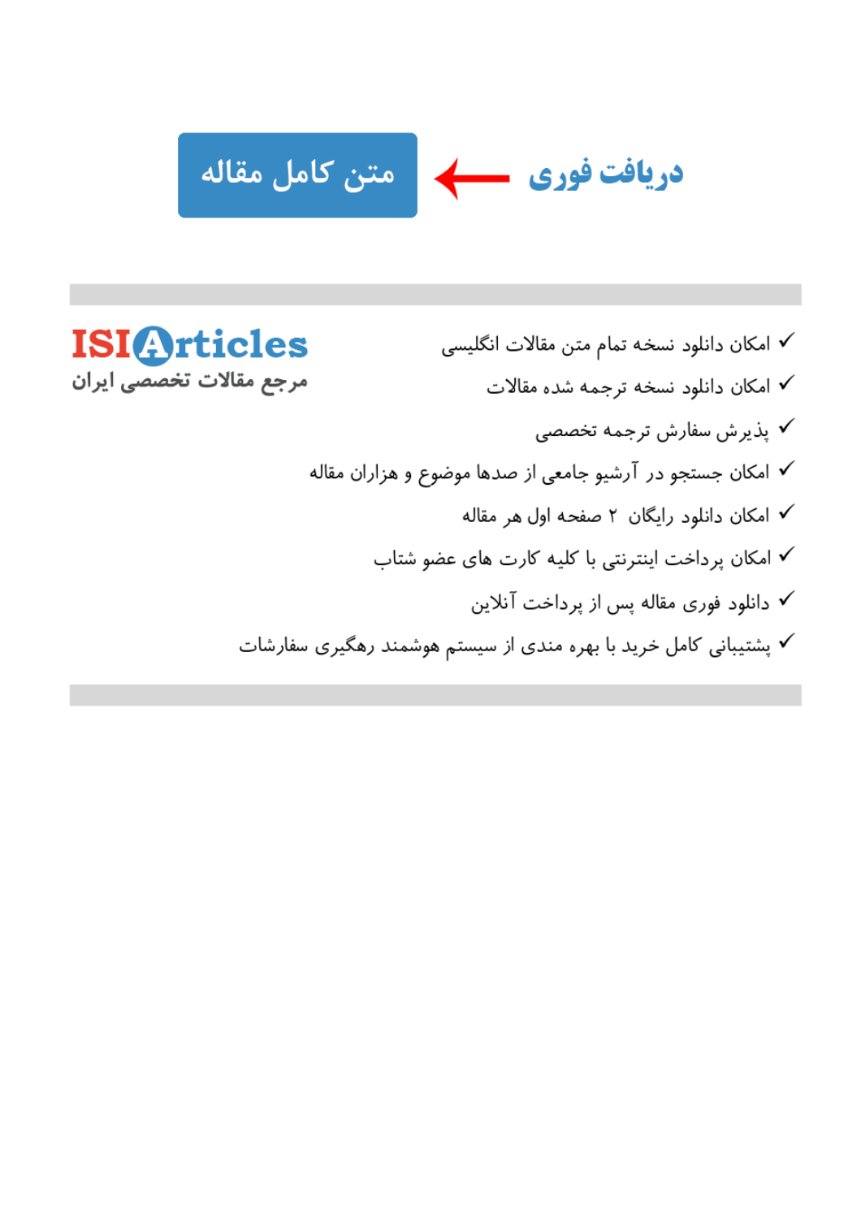دریافت فوری ← **متن کامل مقاله**

**ISIArticles**
مرجع مقالات تخصصی ایران

- ✓ امکان دانلود نسخه تمام متن مقالات انگلیسی
- ✓ امکان دانلود نسخه ترجمه شده مقالات
- ✓ پذیرش سفارش ترجمه تخصصی
- ✓ امکان جستجو در آرشیو جامعی از صدها موضوع و هزاران مقاله
- ✓ امکان دانلود رایگان ۲ صفحه اول هر مقاله
- ✓ امکان پرداخت اینترنتی با کلیه کارت های عضو شتاب
- ✓ دانلود فوری مقاله پس از پرداخت آنلاین
- ✓ پشتیبانی کامل خرید با بهره مندی از سیستم هوشمند رهگیری سفارشات